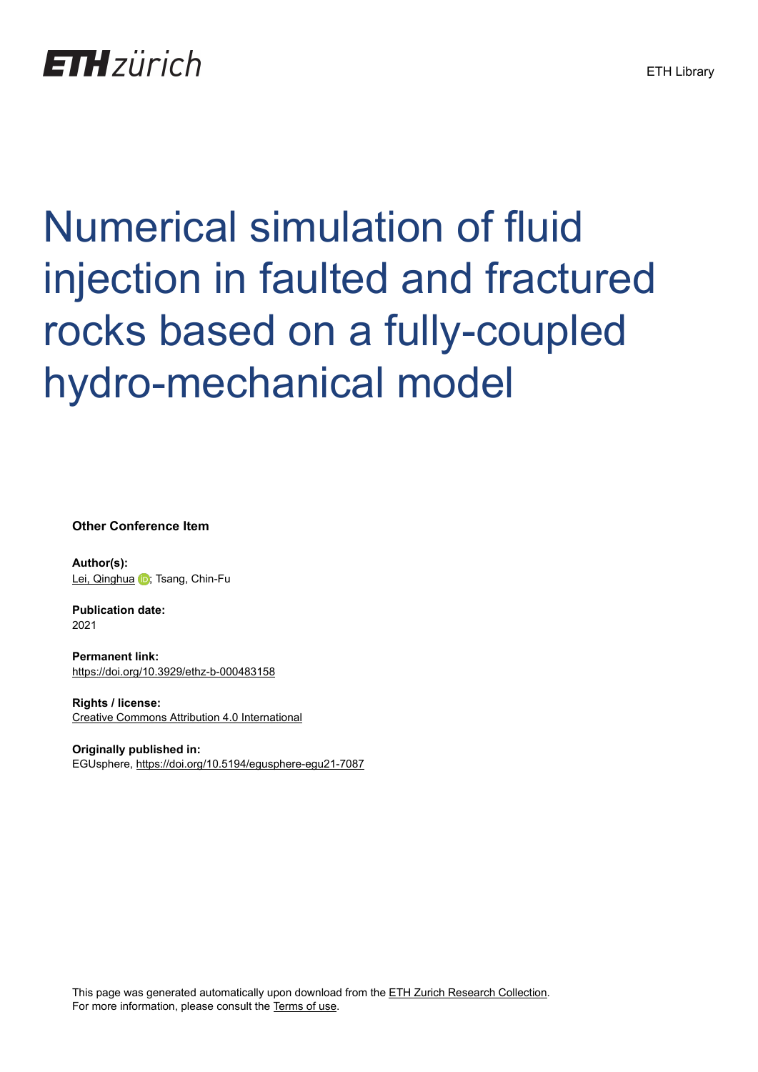ETH zürich

ETH Library

# Numerical simulation of fluid injection in faulted and fractured rocks based on a fully-coupled hydro-mechanical model

**Other Conference Item**

**Author(s):**
Lei, Qinghua; Tsang, Chin-Fu

**Publication date:**
2021

**Permanent link:**
https://doi.org/10.3929/ethz-b-000483158

**Rights / license:**
Creative Commons Attribution 4.0 International

**Originally published in:**
EGUsphere, https://doi.org/10.5194/egusphere-egu21-7087

This page was generated automatically upon download from the ETH Zurich Research Collection.
For more information, please consult the Terms of use.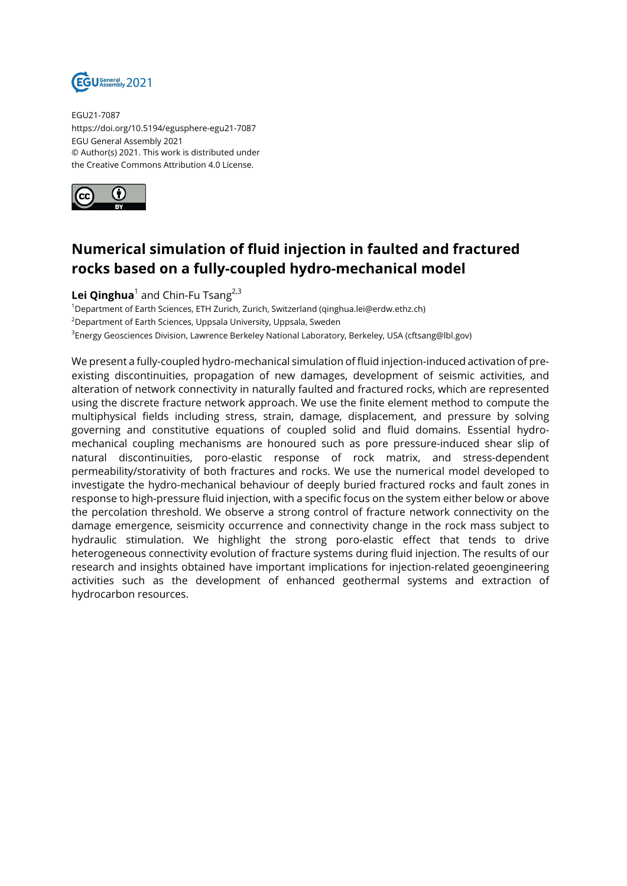EGU21-7087
https://doi.org/10.5194/egusphere-egu21-7087
EGU General Assembly 2021
© Author(s) 2021. This work is distributed under
the Creative Commons Attribution 4.0 License.

# Numerical simulation of fluid injection in faulted and fractured rocks based on a fully-coupled hydro-mechanical model

**Lei Qinghua**[1] and Chin-Fu Tsang[2,3]

[1]Department of Earth Sciences, ETH Zurich, Zurich, Switzerland (qinghua.lei@erdw.ethz.ch)
[2]Department of Earth Sciences, Uppsala University, Uppsala, Sweden
[3]Energy Geosciences Division, Lawrence Berkeley National Laboratory, Berkeley, USA (cftsang@lbl.gov)

We present a fully-coupled hydro-mechanical simulation of fluid injection-induced activation of pre-existing discontinuities, propagation of new damages, development of seismic activities, and alteration of network connectivity in naturally faulted and fractured rocks, which are represented using the discrete fracture network approach. We use the finite element method to compute the multiphysical fields including stress, strain, damage, displacement, and pressure by solving governing and constitutive equations of coupled solid and fluid domains. Essential hydro-mechanical coupling mechanisms are honoured such as pore pressure-induced shear slip of natural discontinuities, poro-elastic response of rock matrix, and stress-dependent permeability/storativity of both fractures and rocks. We use the numerical model developed to investigate the hydro-mechanical behaviour of deeply buried fractured rocks and fault zones in response to high-pressure fluid injection, with a specific focus on the system either below or above the percolation threshold. We observe a strong control of fracture network connectivity on the damage emergence, seismicity occurrence and connectivity change in the rock mass subject to hydraulic stimulation. We highlight the strong poro-elastic effect that tends to drive heterogeneous connectivity evolution of fracture systems during fluid injection. The results of our research and insights obtained have important implications for injection-related geoengineering activities such as the development of enhanced geothermal systems and extraction of hydrocarbon resources.